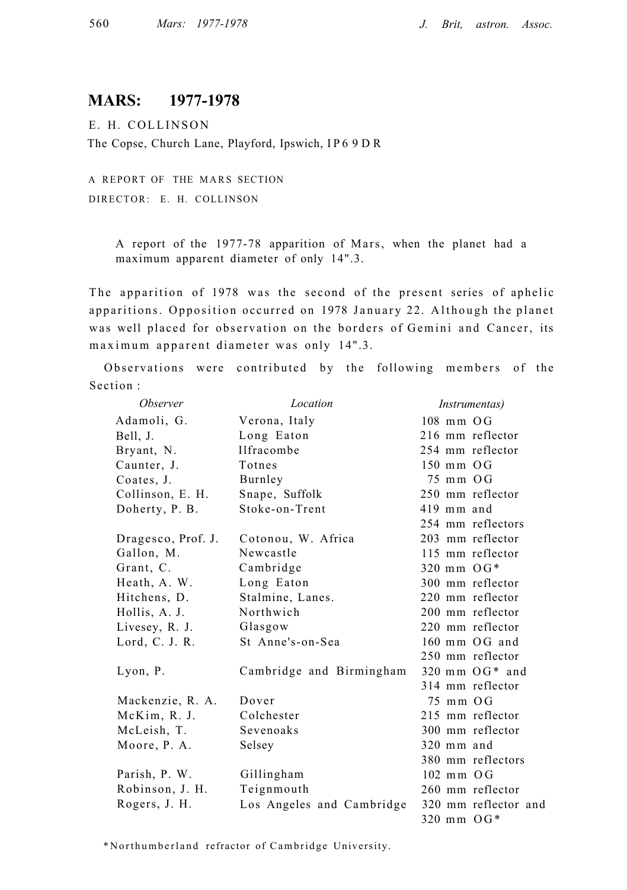# MARS: 1977-1978

E. H. COLLINSON

The Copse, Church Lane, Playford, Ipswich, IP6 9DR

A REPORT OF THE MARS SECTION

DIRECTOR: E. H. COLLINSON

> A report of the 1977-78 apparition of Mars, when the planet had a maximum apparent diameter of only 14".3.

The apparition of 1978 was the second of the present series of aphelic apparitions. Opposition occurred on 1978 January 22. Although the planet was well placed for observation on the borders of Gemini and Cancer, its maximum apparent diameter was only 14".3.

Observations were contributed by the following members of the Section:

| *Observer* | *Location* | *Instrumentas)* |
|---|---|---|
| Adamoli, G. | Verona, Italy | 108 mm OG |
| Bell, J. | Long Eaton | 216 mm reflector |
| Bryant, N. | Ilfracombe | 254 mm reflector |
| Caunter, J. | Totnes | 150 mm OG |
| Coates, J. | Burnley | 75 mm OG |
| Collinson, E. H. | Snape, Suffolk | 250 mm reflector |
| Doherty, P. B. | Stoke-on-Trent | 419 mm and 254 mm reflectors |
| Dragesco, Prof. J. | Cotonou, W. Africa | 203 mm reflector |
| Gallon, M. | Newcastle | 115 mm reflector |
| Grant, C. | Cambridge | 320 mm OG* |
| Heath, A. W. | Long Eaton | 300 mm reflector |
| Hitchens, D. | Stalmine, Lanes. | 220 mm reflector |
| Hollis, A. J. | Northwich | 200 mm reflector |
| Livesey, R. J. | Glasgow | 220 mm reflector |
| Lord, C. J. R. | St Anne's-on-Sea | 160 mm OG and 250 mm reflector |
| Lyon, P. | Cambridge and Birmingham | 320 mm OG* and 314 mm reflector |
| Mackenzie, R. A. | Dover | 75 mm OG |
| McKim, R. J. | Colchester | 215 mm reflector |
| McLeish, T. | Sevenoaks | 300 mm reflector |
| Moore, P. A. | Selsey | 320 mm and 380 mm reflectors |
| Parish, P. W. | Gillingham | 102 mm OG |
| Robinson, J. H. | Teignmouth | 260 mm reflector |
| Rogers, J. H. | Los Angeles and Cambridge | 320 mm reflector and 320 mm OG* |

*Northumberland refractor of Cambridge University.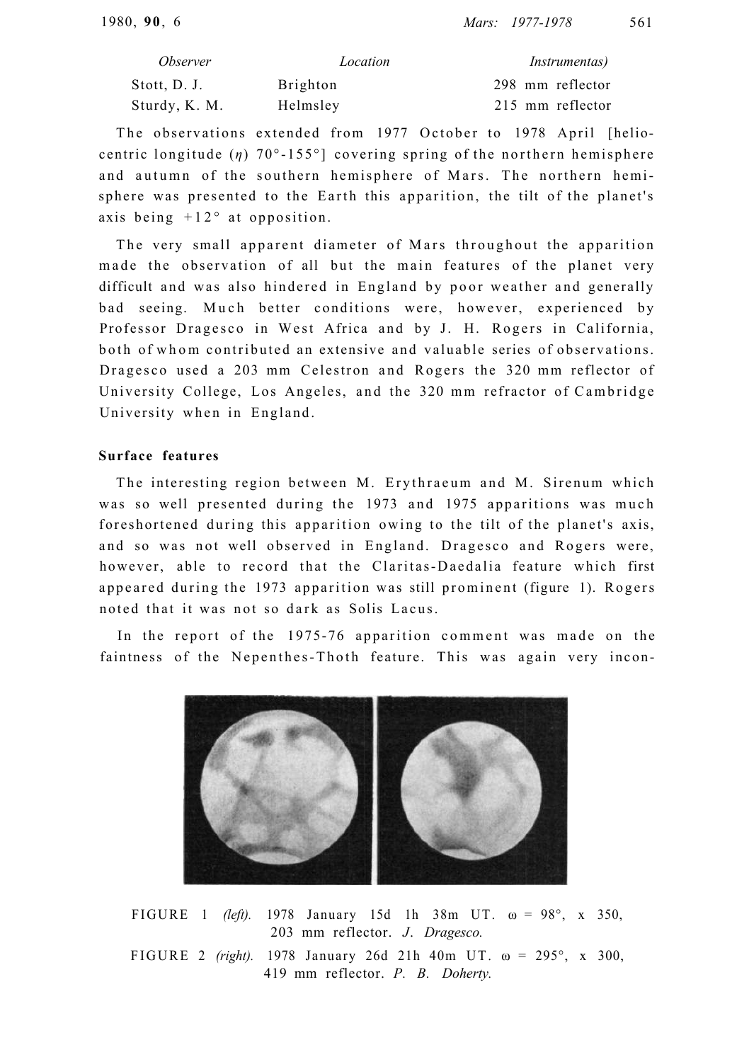| Observer | Location | Instrumentas) |
|---|---|---|
| Stott, D. J. | Brighton | 298 mm reflector |
| Sturdy, K. M. | Helmsley | 215 mm reflector |

The observations extended from 1977 October to 1978 April [heliocentric longitude ($\eta$) 70°-155°] covering spring of the northern hemisphere and autumn of the southern hemisphere of Mars. The northern hemisphere was presented to the Earth this apparition, the tilt of the planet's axis being +12° at opposition.

The very small apparent diameter of Mars throughout the apparition made the observation of all but the main features of the planet very difficult and was also hindered in England by poor weather and generally bad seeing. Much better conditions were, however, experienced by Professor Dragesco in West Africa and by J. H. Rogers in California, both of whom contributed an extensive and valuable series of observations. Dragesco used a 203 mm Celestron and Rogers the 320 mm reflector of University College, Los Angeles, and the 320 mm refractor of Cambridge University when in England.

## Surface features

The interesting region between M. Erythraeum and M. Sirenum which was so well presented during the 1973 and 1975 apparitions was much foreshortened during this apparition owing to the tilt of the planet's axis, and so was not well observed in England. Dragesco and Rogers were, however, able to record that the Claritas-Daedalia feature which first appeared during the 1973 apparition was still prominent (figure 1). Rogers noted that it was not so dark as Solis Lacus.

In the report of the 1975-76 apparition comment was made on the faintness of the Nepenthes-Thoth feature. This was again very incon-

FIGURE 1 *(left).* 1978 January 15d 1h 38m UT. ω = 98°, x 350, 203 mm reflector. *J. Dragesco.*

FIGURE 2 *(right).* 1978 January 26d 21h 40m UT. ω = 295°, x 300, 419 mm reflector. *P. B. Doherty.*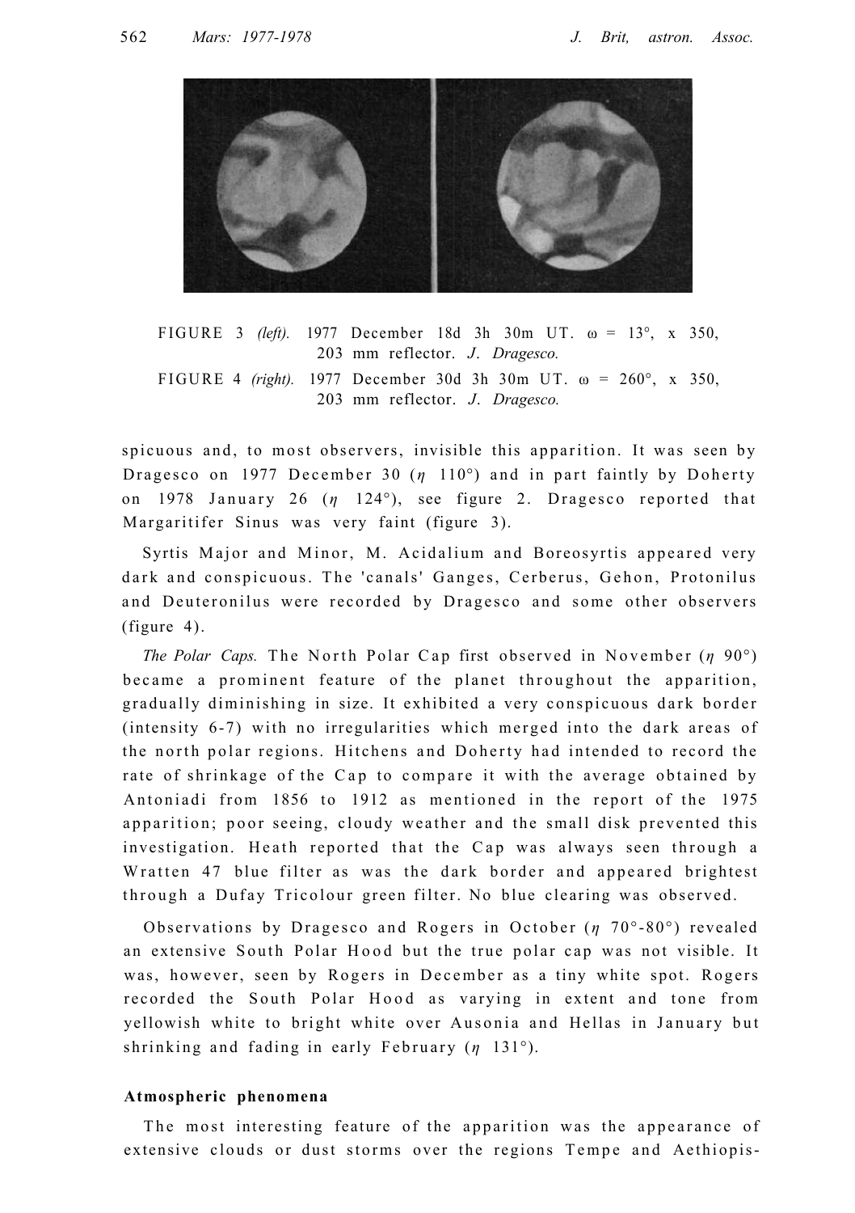FIGURE 3 *(left).* 1977 December 18d 3h 30m UT. ω = 13°, x 350, 203 mm reflector. *J. Dragesco.*

FIGURE 4 *(right).* 1977 December 30d 3h 30m UT. ω = 260°, x 350, 203 mm reflector. *J. Dragesco.*

spicuous and, to most observers, invisible this apparition. It was seen by Dragesco on 1977 December 30 ($\eta$ 110°) and in part faintly by Doherty on 1978 January 26 ($\eta$ 124°), see figure 2. Dragesco reported that Margaritifer Sinus was very faint (figure 3).

Syrtis Major and Minor, M. Acidalium and Boreosyrtis appeared very dark and conspicuous. The 'canals' Ganges, Cerberus, Gehon, Protonilus and Deuteronilus were recorded by Dragesco and some other observers (figure 4).

*The Polar Caps.* The North Polar Cap first observed in November ($\eta$ 90°) became a prominent feature of the planet throughout the apparition, gradually diminishing in size. It exhibited a very conspicuous dark border (intensity 6-7) with no irregularities which merged into the dark areas of the north polar regions. Hitchens and Doherty had intended to record the rate of shrinkage of the Cap to compare it with the average obtained by Antoniadi from 1856 to 1912 as mentioned in the report of the 1975 apparition; poor seeing, cloudy weather and the small disk prevented this investigation. Heath reported that the Cap was always seen through a Wratten 47 blue filter as was the dark border and appeared brightest through a Dufay Tricolour green filter. No blue clearing was observed.

Observations by Dragesco and Rogers in October ($\eta$ 70°-80°) revealed an extensive South Polar Hood but the true polar cap was not visible. It was, however, seen by Rogers in December as a tiny white spot. Rogers recorded the South Polar Hood as varying in extent and tone from yellowish white to bright white over Ausonia and Hellas in January but shrinking and fading in early February ($\eta$ 131°).

### Atmospheric phenomena

The most interesting feature of the apparition was the appearance of extensive clouds or dust storms over the regions Tempe and Aethiopis-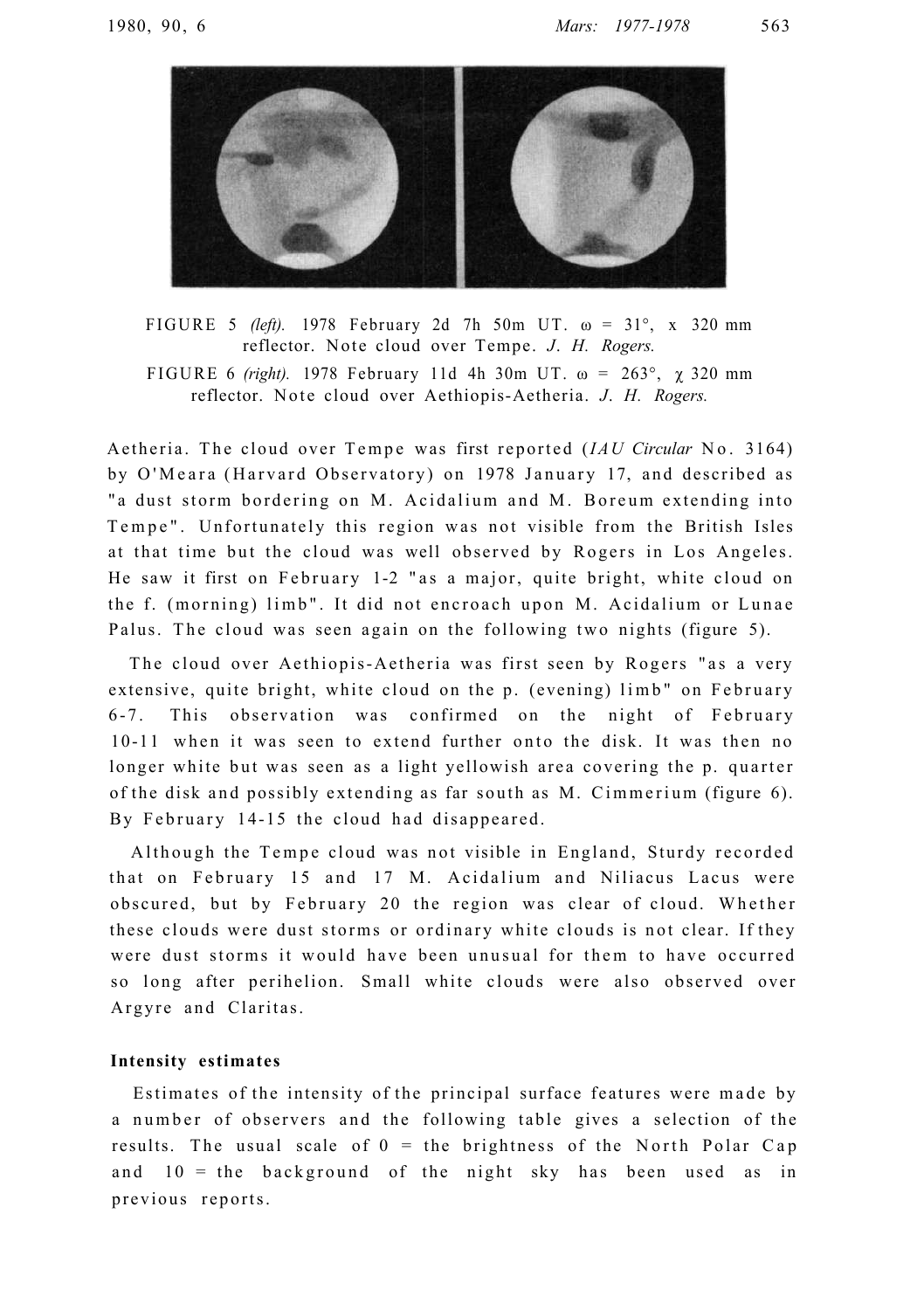FIGURE 5 *(left).* 1978 February 2d 7h 50m UT. ω = 31°, x 320 mm reflector. Note cloud over Tempe. *J. H. Rogers.*

FIGURE 6 *(right).* 1978 February 11d 4h 30m UT. ω = 263°, χ 320 mm reflector. Note cloud over Aethiopis-Aetheria. *J. H. Rogers.*

Aetheria. The cloud over Tempe was first reported (*IAU Circular* No. 3164) by O'Meara (Harvard Observatory) on 1978 January 17, and described as "a dust storm bordering on M. Acidalium and M. Boreum extending into Tempe". Unfortunately this region was not visible from the British Isles at that time but the cloud was well observed by Rogers in Los Angeles. He saw it first on February 1-2 "as a major, quite bright, white cloud on the f. (morning) limb". It did not encroach upon M. Acidalium or Lunae Palus. The cloud was seen again on the following two nights (figure 5).

The cloud over Aethiopis-Aetheria was first seen by Rogers "as a very extensive, quite bright, white cloud on the p. (evening) limb" on February 6-7. This observation was confirmed on the night of February 10-11 when it was seen to extend further onto the disk. It was then no longer white but was seen as a light yellowish area covering the p. quarter of the disk and possibly extending as far south as M. Cimmerium (figure 6). By February 14-15 the cloud had disappeared.

Although the Tempe cloud was not visible in England, Sturdy recorded that on February 15 and 17 M. Acidalium and Niliacus Lacus were obscured, but by February 20 the region was clear of cloud. Whether these clouds were dust storms or ordinary white clouds is not clear. If they were dust storms it would have been unusual for them to have occurred so long after perihelion. Small white clouds were also observed over Argyre and Claritas.

### Intensity estimates

Estimates of the intensity of the principal surface features were made by a number of observers and the following table gives a selection of the results. The usual scale of 0 = the brightness of the North Polar Cap and 10 = the background of the night sky has been used as in previous reports.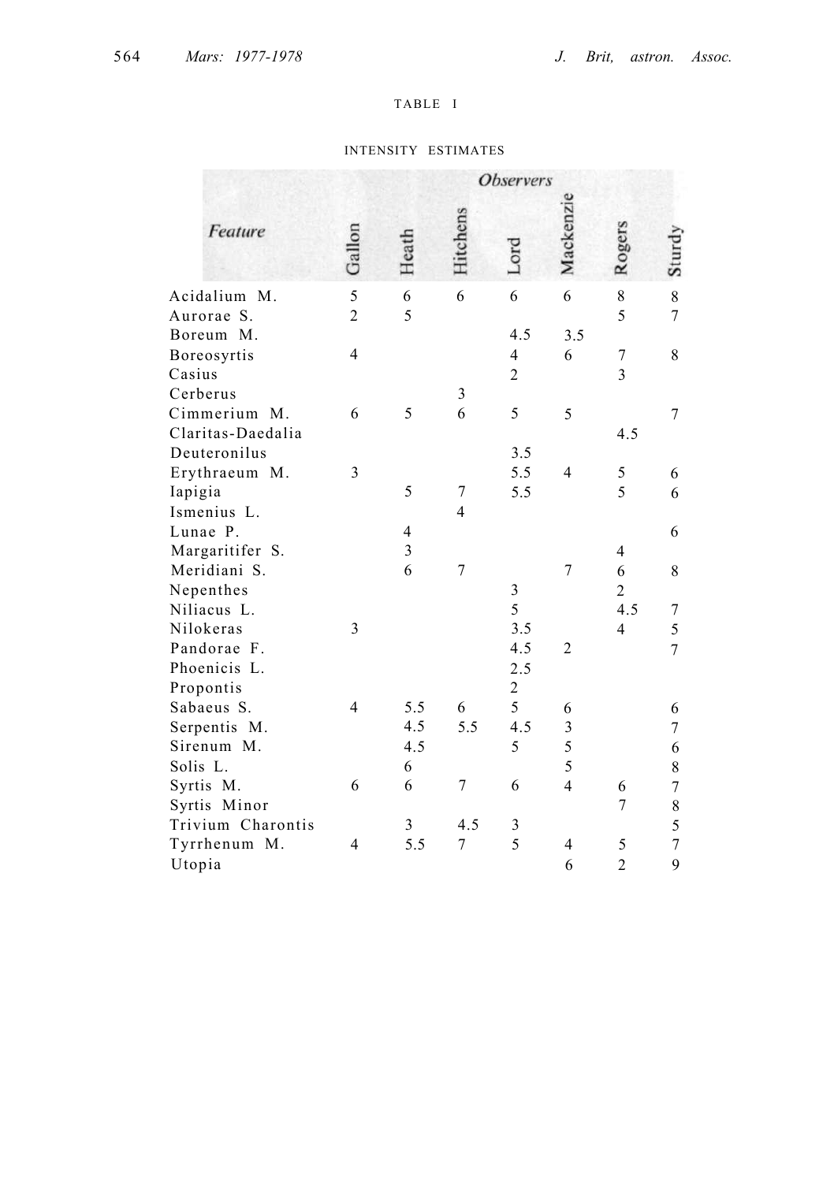TABLE I

INTENSITY ESTIMATES

| Feature | Observers | | | | | | |
|---|---|---|---|---|---|---|---|
| | Gallon | Heath | Hitchens | Lord | Mackenzie | Rogers | Sturdy |
| Acidalium M. | 5 | 6 | 6 | 6 | 6 | 8 | 8 |
| Aurorae S. | 2 | 5 | | | | 5 | 7 |
| Boreum M. | | | | 4.5 | 3.5 | | |
| Boreosyrtis | 4 | | | 4 | 6 | 7 | 8 |
| Casius | | | | 2 | | 3 | |
| Cerberus | | | 3 | | | | |
| Cimmerium M. | 6 | 5 | 6 | 5 | 5 | | 7 |
| Claritas-Daedalia | | | | | | 4.5 | |
| Deuteronilus | | | | 3.5 | | | |
| Erythraeum M. | 3 | | | 5.5 | 4 | 5 | 6 |
| Iapigia | | 5 | 7 | 5.5 | | 5 | 6 |
| Ismenius L. | | | 4 | | | | |
| Lunae P. | | 4 | | | | | 6 |
| Margaritifer S. | | 3 | | | | 4 | |
| Meridiani S. | | 6 | 7 | | 7 | 6 | 8 |
| Nepenthes | | | | 3 | | 2 | |
| Niliacus L. | | | | 5 | | 4.5 | 7 |
| Nilokeras | 3 | | | 3.5 | | 4 | 5 |
| Pandorae F. | | | | 4.5 | 2 | | 7 |
| Phoenicis L. | | | | 2.5 | | | |
| Propontis | | | | 2 | | | |
| Sabaeus S. | 4 | 5.5 | 6 | 5 | 6 | | 6 |
| Serpentis M. | | 4.5 | 5.5 | 4.5 | 3 | | 7 |
| Sirenum M. | | 4.5 | | 5 | 5 | | 6 |
| Solis L. | | 6 | | | 5 | | 8 |
| Syrtis M. | 6 | 6 | 7 | 6 | 4 | 6 | 7 |
| Syrtis Minor | | | | | | 7 | 8 |
| Trivium Charontis | | 3 | 4.5 | 3 | | | 5 |
| Tyrrhenum M. | 4 | 5.5 | 7 | 5 | 4 | 5 | 7 |
| Utopia | | | | | 6 | 2 | 9 |